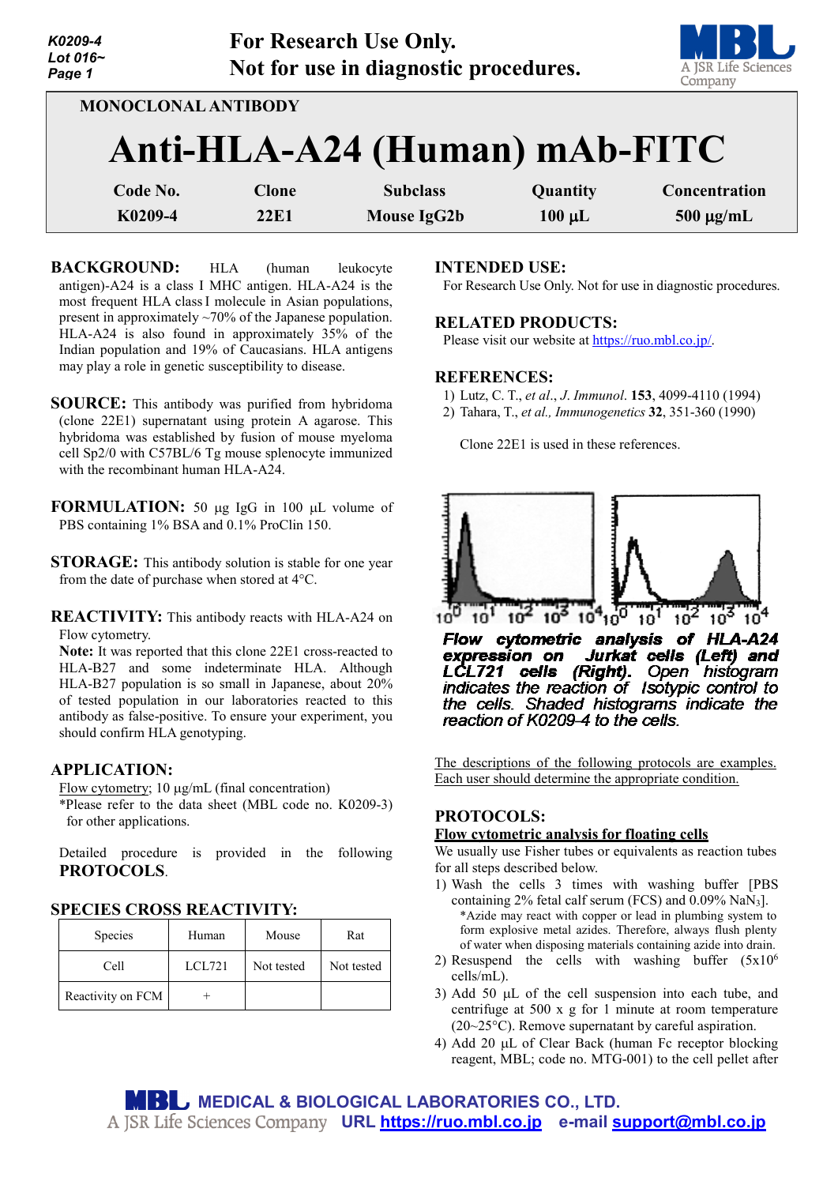For Research Use Only.
Not for use in diagnostic procedures.

MONOCLONAL ANTIBODY

# Anti-HLA-A24 (Human) mAb-FITC

| Code No. | Clone | Subclass | Quantity | Concentration |
|---|---|---|---|---|
| K0209-4 | 22E1 | Mouse IgG2b | 100 µL | 500 µg/mL |

**BACKGROUND:** HLA (human leukocyte antigen)-A24 is a class I MHC antigen. HLA-A24 is the most frequent HLA class I molecule in Asian populations, present in approximately ~70% of the Japanese population. HLA-A24 is also found in approximately 35% of the Indian population and 19% of Caucasians. HLA antigens may play a role in genetic susceptibility to disease.

**SOURCE:** This antibody was purified from hybridoma (clone 22E1) supernatant using protein A agarose. This hybridoma was established by fusion of mouse myeloma cell Sp2/0 with C57BL/6 Tg mouse splenocyte immunized with the recombinant human HLA-A24.

**FORMULATION:** 50 µg IgG in 100 µL volume of PBS containing 1% BSA and 0.1% ProClin 150.

**STORAGE:** This antibody solution is stable for one year from the date of purchase when stored at 4°C.

**REACTIVITY:** This antibody reacts with HLA-A24 on Flow cytometry.

**Note:** It was reported that this clone 22E1 cross-reacted to HLA-B27 and some indeterminate HLA. Although HLA-B27 population is so small in Japanese, about 20% of tested population in our laboratories reacted to this antibody as false-positive. To ensure your experiment, you should confirm HLA genotyping.

## APPLICATION:

Flow cytometry; 10 µg/mL (final concentration)

*Please refer to the data sheet (MBL code no. K0209-3) for other applications.

Detailed procedure is provided in the following **PROTOCOLS**.

## SPECIES CROSS REACTIVITY:

| Species | Human | Mouse | Rat |
|---|---|---|---|
| Cell | LCL721 | Not tested | Not tested |
| Reactivity on FCM | + | | |

## INTENDED USE:

For Research Use Only. Not for use in diagnostic procedures.

## RELATED PRODUCTS:

Please visit our website at https://ruo.mbl.co.jp/.

## REFERENCES:

1) Lutz, C. T., *et al*., *J. Immunol*. **153**, 4099-4110 (1994)
2) Tahara, T., *et al., Immunogenetics* **32**, 351-360 (1990)

Clone 22E1 is used in these references.

***Flow cytometric analysis of HLA-A24 expression on Jurkat cells (Left) and LCL721 cells (Right). Open histogram indicates the reaction of Isotypic control to the cells. Shaded histograms indicate the reaction of K0209-4 to the cells.***

The descriptions of the following protocols are examples. Each user should determine the appropriate condition.

## PROTOCOLS:

### Flow cytometric analysis for floating cells

We usually use Fisher tubes or equivalents as reaction tubes for all steps described below.

1) Wash the cells 3 times with washing buffer [PBS containing 2% fetal calf serum (FCS) and 0.09% $NaN_3$].
   *Azide may react with copper or lead in plumbing system to form explosive metal azides. Therefore, always flush plenty of water when disposing materials containing azide into drain.
2) Resuspend the cells with washing buffer ($5x10^6$ cells/mL).
3) Add 50 µL of the cell suspension into each tube, and centrifuge at 500 x g for 1 minute at room temperature (20~25°C). Remove supernatant by careful aspiration.
4) Add 20 µL of Clear Back (human Fc receptor blocking reagent, MBL; code no. MTG-001) to the cell pellet after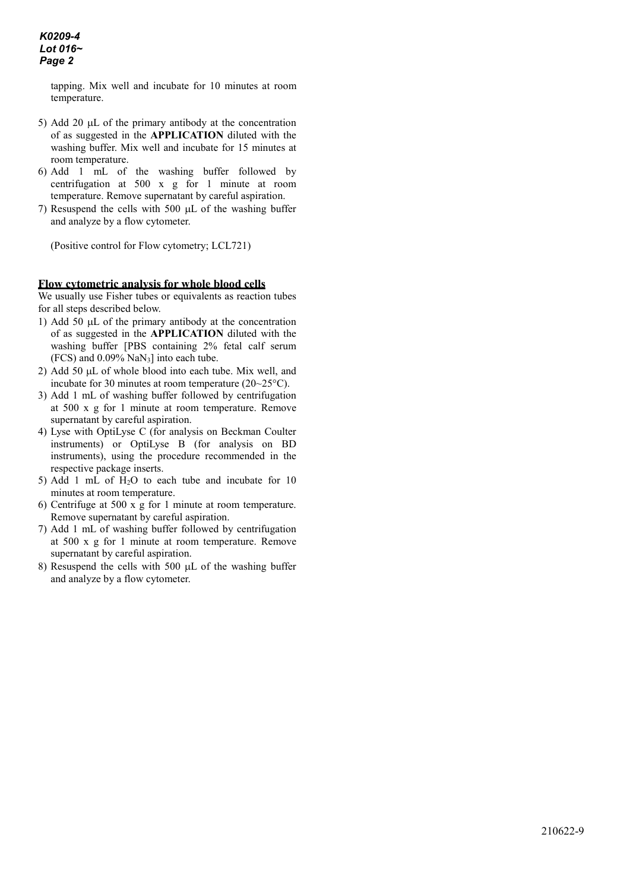tapping. Mix well and incubate for 10 minutes at room temperature.

5) Add 20 μL of the primary antibody at the concentration of as suggested in the **APPLICATION** diluted with the washing buffer. Mix well and incubate for 15 minutes at room temperature.
6) Add 1 mL of the washing buffer followed by centrifugation at 500 x g for 1 minute at room temperature. Remove supernatant by careful aspiration.
7) Resuspend the cells with 500 μL of the washing buffer and analyze by a flow cytometer.

(Positive control for Flow cytometry; LCL721)

**Flow cytometric analysis for whole blood cells**

We usually use Fisher tubes or equivalents as reaction tubes for all steps described below.

1) Add 50 μL of the primary antibody at the concentration of as suggested in the **APPLICATION** diluted with the washing buffer [PBS containing 2% fetal calf serum (FCS) and 0.09% $NaN_3$] into each tube.
2) Add 50 μL of whole blood into each tube. Mix well, and incubate for 30 minutes at room temperature (20~25°C).
3) Add 1 mL of washing buffer followed by centrifugation at 500 x g for 1 minute at room temperature. Remove supernatant by careful aspiration.
4) Lyse with OptiLyse C (for analysis on Beckman Coulter instruments) or OptiLyse B (for analysis on BD instruments), using the procedure recommended in the respective package inserts.
5) Add 1 mL of $H_2O$ to each tube and incubate for 10 minutes at room temperature.
6) Centrifuge at 500 x g for 1 minute at room temperature. Remove supernatant by careful aspiration.
7) Add 1 mL of washing buffer followed by centrifugation at 500 x g for 1 minute at room temperature. Remove supernatant by careful aspiration.
8) Resuspend the cells with 500 μL of the washing buffer and analyze by a flow cytometer.